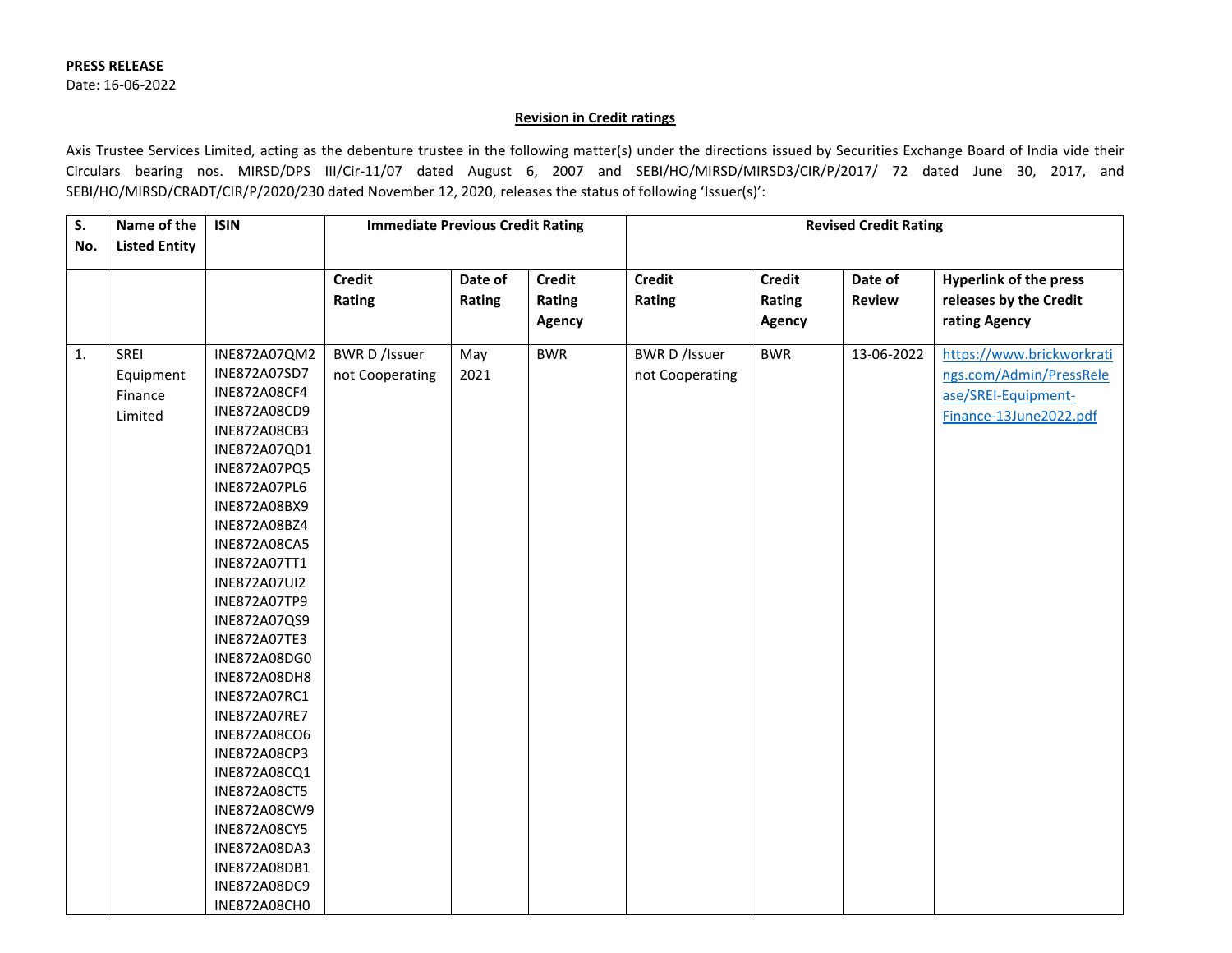**PRESS RELEASE**

Date: 16-06-2022

**Revision in Credit ratings**

Axis Trustee Services Limited, acting as the debenture trustee in the following matter(s) under the directions issued by Securities Exchange Board of India vide their Circulars bearing nos. MIRSD/DPS III/Cir-11/07 dated August 6, 2007 and SEBI/HO/MIRSD/MIRSD3/CIR/P/2017/ 72 dated June 30, 2017, and SEBI/HO/MIRSD/CRADT/CIR/P/2020/230 dated November 12, 2020, releases the status of following 'Issuer(s)':

| S. No. | Name of the Listed Entity | ISIN | Immediate Previous Credit Rating | | | Revised Credit Rating | | | |
|---|---|---|---|---|---|---|---|---|---|
| | | | Credit Rating | Date of Rating | Credit Rating Agency | Credit Rating | Credit Rating Agency | Date of Review | Hyperlink of the press releases by the Credit rating Agency |
| 1. | SREI Equipment Finance Limited | INE872A07QM2<br>INE872A07SD7<br>INE872A08CF4<br>INE872A08CD9<br>INE872A08CB3<br>INE872A07QD1<br>INE872A07PQ5<br>INE872A07PL6<br>INE872A08BX9<br>INE872A08BZ4<br>INE872A08CA5<br>INE872A07TT1<br>INE872A07UI2<br>INE872A07TP9<br>INE872A07QS9<br>INE872A07TE3<br>INE872A08DG0<br>INE872A08DH8<br>INE872A07RC1<br>INE872A07RE7<br>INE872A08CO6<br>INE872A08CP3<br>INE872A08CQ1<br>INE872A08CT5<br>INE872A08CW9<br>INE872A08CY5<br>INE872A08DA3<br>INE872A08DB1<br>INE872A08DC9<br>INE872A08CH0 | BWR D /Issuer not Cooperating | May 2021 | BWR | BWR D /Issuer not Cooperating | BWR | 13-06-2022 | https://www.brickworkratings.com/Admin/PressRelease/SREI-Equipment-Finance-13June2022.pdf |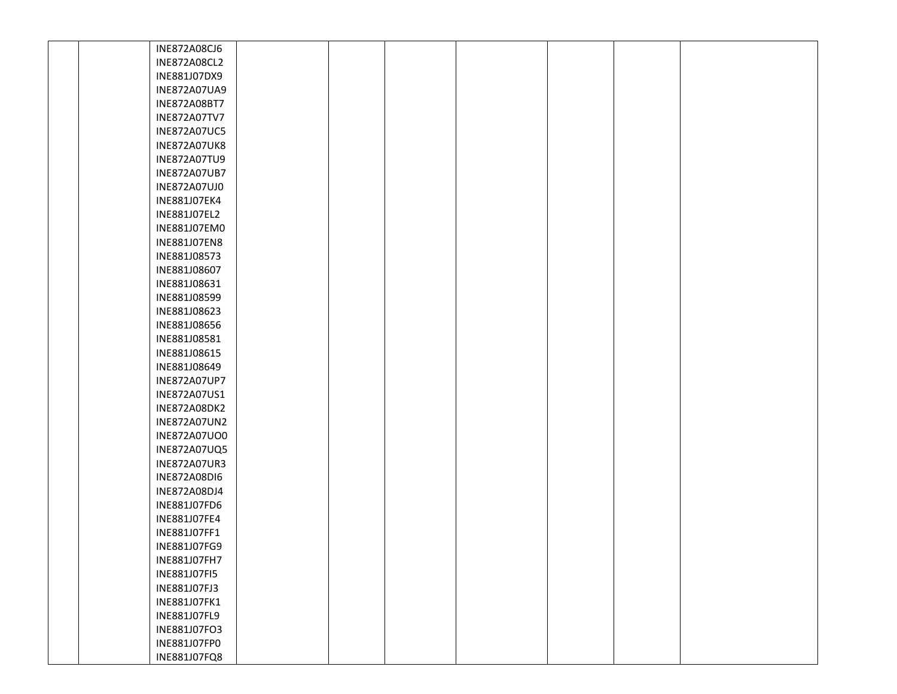|  |  |  |  |  |  |  |  |  |  |
|---|---|---|---|---|---|---|---|---|---|
|  |  | INE872A08CJ6<br>INE872A08CL2<br>INE881J07DX9<br>INE872A07UA9<br>INE872A08BT7<br>INE872A07TV7<br>INE872A07UC5<br>INE872A07UK8<br>INE872A07TU9<br>INE872A07UB7<br>INE872A07UJ0<br>INE881J07EK4<br>INE881J07EL2<br>INE881J07EM0<br>INE881J07EN8<br>INE881J08573<br>INE881J08607<br>INE881J08631<br>INE881J08599<br>INE881J08623<br>INE881J08656<br>INE881J08581<br>INE881J08615<br>INE881J08649<br>INE872A07UP7<br>INE872A07US1<br>INE872A08DK2<br>INE872A07UN2<br>INE872A07UO0<br>INE872A07UQ5<br>INE872A07UR3<br>INE872A08DI6<br>INE872A08DJ4<br>INE881J07FD6<br>INE881J07FE4<br>INE881J07FF1<br>INE881J07FG9<br>INE881J07FH7<br>INE881J07FI5<br>INE881J07FJ3<br>INE881J07FK1<br>INE881J07FL9<br>INE881J07FO3<br>INE881J07FP0<br>INE881J07FQ8 |  |  |  |  |  |  |  |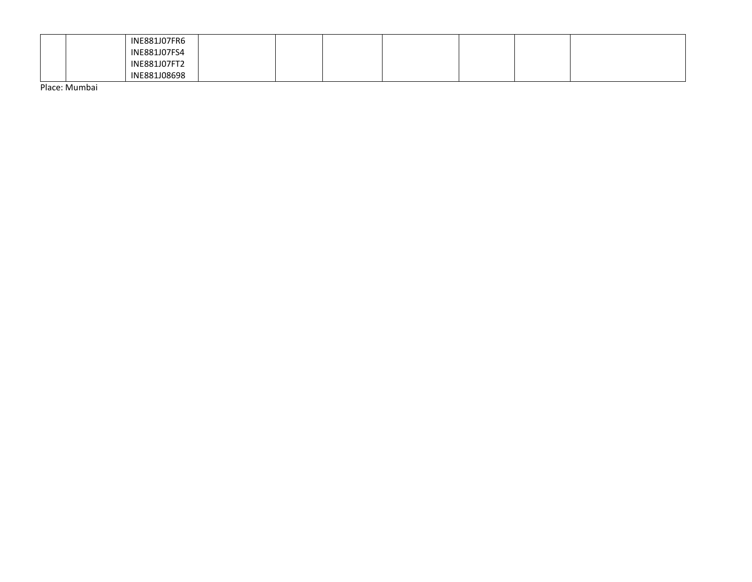| | | | | | | | | | |
|---|---|---|---|---|---|---|---|---|---|
| | | INE881J07FR6<br>INE881J07FS4<br>INE881J07FT2<br>INE881J08698 | | | | | | | |

Place: Mumbai